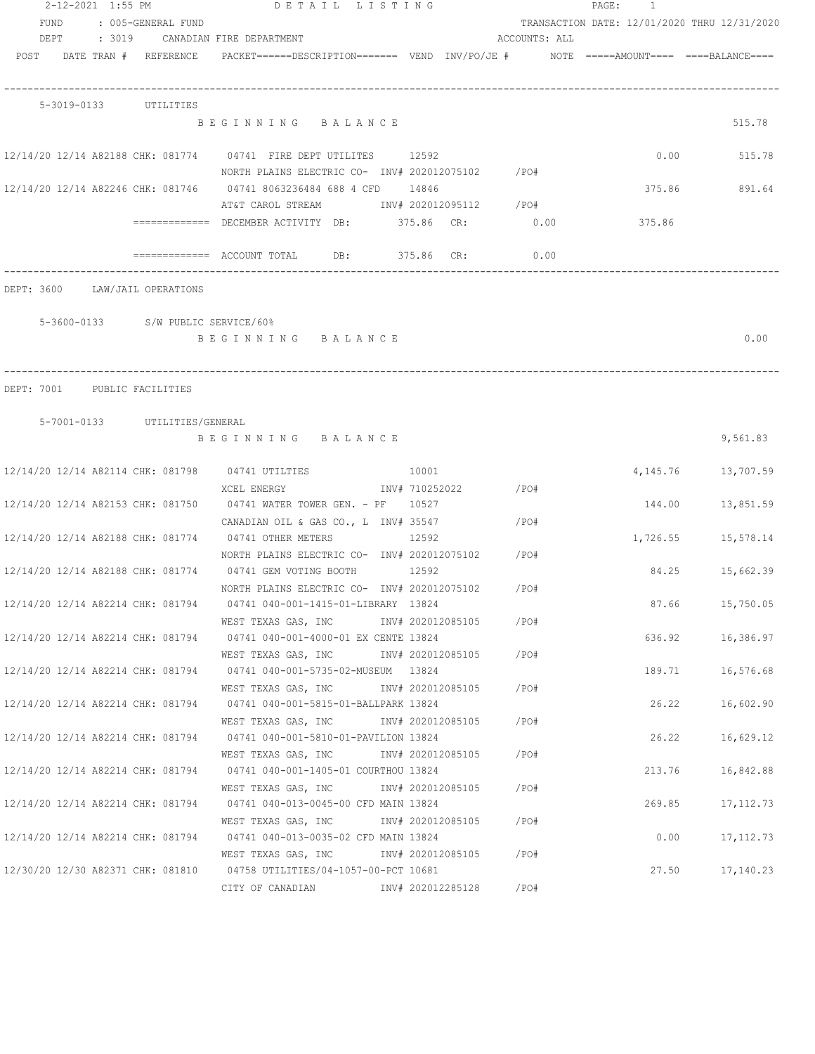2-12-2021 1:55 PM — DETAIL LISTING — PAGE: 1

FUND : 005-GENERAL FUND — TRANSACTION DATE: 12/01/2020 THRU 12/31/2020

DEPT : 3019 CANADIAN FIRE DEPARTMENT — ACCOUNTS: ALL

| POST | DATE | TRAN # | REFERENCE | PACKET======DESCRIPTION======= | VEND | INV/PO/JE # | NOTE | =====AMOUNT==== | ====BALANCE==== |
|---|---|---|---|---|---|---|---|---|---|

## 5-3019-0133 UTILITIES

| POST | DATE | TRAN # | REFERENCE | PACKET / DESCRIPTION | VEND | INV/PO/JE # | NOTE | AMOUNT | BALANCE |
|---|---|---|---|---|---|---|---|---|---|
| | | | | BEGINNING BALANCE | | | | | 515.78 |
| 12/14/20 | 12/14 | A82188 | CHK: 081774 | 04741 FIRE DEPT UTILITES — NORTH PLAINS ELECTRIC CO- | 12592 | INV# 202012075102 | /PO# | 0.00 | 515.78 |
| 12/14/20 | 12/14 | A82246 | CHK: 081746 | 04741 8063236484 688 4 CFD — AT&T CAROL STREAM | 14846 | INV# 202012095112 | /PO# | 375.86 | 891.64 |

============= DECEMBER ACTIVITY DB: 375.86 CR: 0.00 375.86

============= ACCOUNT TOTAL DB: 375.86 CR: 0.00

## DEPT: 3600 LAW/JAIL OPERATIONS

### 5-3600-0133 S/W PUBLIC SERVICE/60%

| | BALANCE |
|---|---|
| BEGINNING BALANCE | 0.00 |

## DEPT: 7001 PUBLIC FACILITIES

### 5-7001-0133 UTILITIES/GENERAL

| POST | DATE | TRAN # | REFERENCE | PACKET / DESCRIPTION | VEND | INV/PO/JE # | NOTE | AMOUNT | BALANCE |
|---|---|---|---|---|---|---|---|---|---|
| | | | | BEGINNING BALANCE | | | | | 9,561.83 |
| 12/14/20 | 12/14 | A82114 | CHK: 081798 | 04741 UTILTIES — XCEL ENERGY | 10001 | INV# 710252022 | /PO# | 4,145.76 | 13,707.59 |
| 12/14/20 | 12/14 | A82153 | CHK: 081750 | 04741 WATER TOWER GEN. - PF — CANADIAN OIL & GAS CO., L | 10527 | INV# 35547 | /PO# | 144.00 | 13,851.59 |
| 12/14/20 | 12/14 | A82188 | CHK: 081774 | 04741 OTHER METERS — NORTH PLAINS ELECTRIC CO- | 12592 | INV# 202012075102 | /PO# | 1,726.55 | 15,578.14 |
| 12/14/20 | 12/14 | A82188 | CHK: 081774 | 04741 GEM VOTING BOOTH — NORTH PLAINS ELECTRIC CO- | 12592 | INV# 202012075102 | /PO# | 84.25 | 15,662.39 |
| 12/14/20 | 12/14 | A82214 | CHK: 081794 | 04741 040-001-1415-01-LIBRARY — WEST TEXAS GAS, INC | 13824 | INV# 202012085105 | /PO# | 87.66 | 15,750.05 |
| 12/14/20 | 12/14 | A82214 | CHK: 081794 | 04741 040-001-4000-01 EX CENTE — WEST TEXAS GAS, INC | 13824 | INV# 202012085105 | /PO# | 636.92 | 16,386.97 |
| 12/14/20 | 12/14 | A82214 | CHK: 081794 | 04741 040-001-5735-02-MUSEUM — WEST TEXAS GAS, INC | 13824 | INV# 202012085105 | /PO# | 189.71 | 16,576.68 |
| 12/14/20 | 12/14 | A82214 | CHK: 081794 | 04741 040-001-5815-01-BALLPARK — WEST TEXAS GAS, INC | 13824 | INV# 202012085105 | /PO# | 26.22 | 16,602.90 |
| 12/14/20 | 12/14 | A82214 | CHK: 081794 | 04741 040-001-5810-01-PAVILION — WEST TEXAS GAS, INC | 13824 | INV# 202012085105 | /PO# | 26.22 | 16,629.12 |
| 12/14/20 | 12/14 | A82214 | CHK: 081794 | 04741 040-001-1405-01 COURTHOU — WEST TEXAS GAS, INC | 13824 | INV# 202012085105 | /PO# | 213.76 | 16,842.88 |
| 12/14/20 | 12/14 | A82214 | CHK: 081794 | 04741 040-013-0045-00 CFD MAIN — WEST TEXAS GAS, INC | 13824 | INV# 202012085105 | /PO# | 269.85 | 17,112.73 |
| 12/14/20 | 12/14 | A82214 | CHK: 081794 | 04741 040-013-0035-02 CFD MAIN — WEST TEXAS GAS, INC | 13824 | INV# 202012085105 | /PO# | 0.00 | 17,112.73 |
| 12/30/20 | 12/30 | A82371 | CHK: 081810 | 04758 UTILITIES/04-1057-00-PCT — CITY OF CANADIAN | 10681 | INV# 202012285128 | /PO# | 27.50 | 17,140.23 |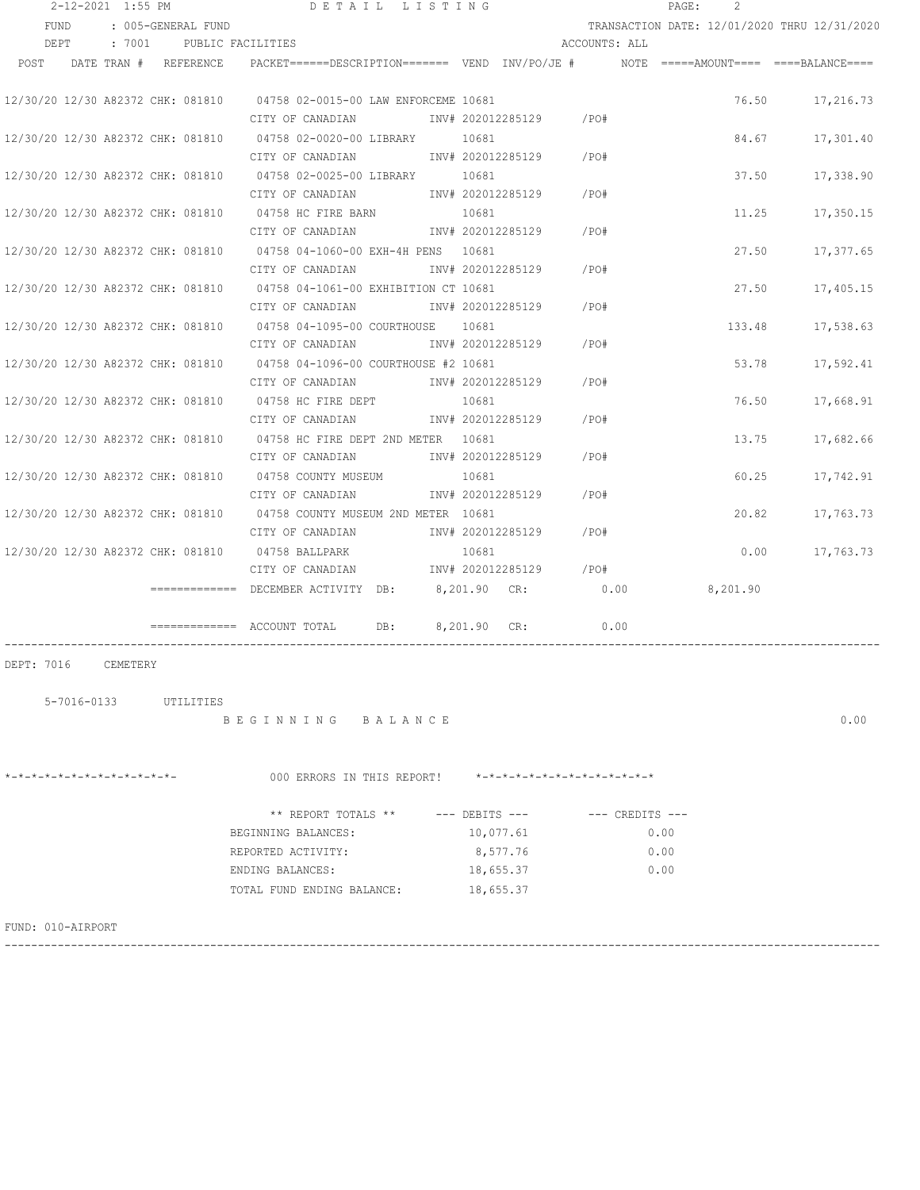FUND : 005-GENERAL FUND

TRANSACTION DATE: 12/01/2020 THRU 12/31/2020

DEPT : 7001 PUBLIC FACILITIES

ACCOUNTS: ALL

| POST | DATE TRAN # | REFERENCE | PACKET======DESCRIPTION======= | VEND | INV/PO/JE # | NOTE | =====AMOUNT==== | ====BALANCE==== |
|---|---|---|---|---|---|---|---|---|
| 12/30/20 | 12/30 A82372 | CHK: 081810 | 04758 02-0015-00 LAW ENFORCEME | 10681 | | | 76.50 | 17,216.73 |
| | | | CITY OF CANADIAN | | INV# 202012285129 | /PO# | | |
| 12/30/20 | 12/30 A82372 | CHK: 081810 | 04758 02-0020-00 LIBRARY | 10681 | | | 84.67 | 17,301.40 |
| | | | CITY OF CANADIAN | | INV# 202012285129 | /PO# | | |
| 12/30/20 | 12/30 A82372 | CHK: 081810 | 04758 02-0025-00 LIBRARY | 10681 | | | 37.50 | 17,338.90 |
| | | | CITY OF CANADIAN | | INV# 202012285129 | /PO# | | |
| 12/30/20 | 12/30 A82372 | CHK: 081810 | 04758 HC FIRE BARN | 10681 | | | 11.25 | 17,350.15 |
| | | | CITY OF CANADIAN | | INV# 202012285129 | /PO# | | |
| 12/30/20 | 12/30 A82372 | CHK: 081810 | 04758 04-1060-00 EXH-4H PENS | 10681 | | | 27.50 | 17,377.65 |
| | | | CITY OF CANADIAN | | INV# 202012285129 | /PO# | | |
| 12/30/20 | 12/30 A82372 | CHK: 081810 | 04758 04-1061-00 EXHIBITION CT | 10681 | | | 27.50 | 17,405.15 |
| | | | CITY OF CANADIAN | | INV# 202012285129 | /PO# | | |
| 12/30/20 | 12/30 A82372 | CHK: 081810 | 04758 04-1095-00 COURTHOUSE | 10681 | | | 133.48 | 17,538.63 |
| | | | CITY OF CANADIAN | | INV# 202012285129 | /PO# | | |
| 12/30/20 | 12/30 A82372 | CHK: 081810 | 04758 04-1096-00 COURTHOUSE #2 | 10681 | | | 53.78 | 17,592.41 |
| | | | CITY OF CANADIAN | | INV# 202012285129 | /PO# | | |
| 12/30/20 | 12/30 A82372 | CHK: 081810 | 04758 HC FIRE DEPT | 10681 | | | 76.50 | 17,668.91 |
| | | | CITY OF CANADIAN | | INV# 202012285129 | /PO# | | |
| 12/30/20 | 12/30 A82372 | CHK: 081810 | 04758 HC FIRE DEPT 2ND METER | 10681 | | | 13.75 | 17,682.66 |
| | | | CITY OF CANADIAN | | INV# 202012285129 | /PO# | | |
| 12/30/20 | 12/30 A82372 | CHK: 081810 | 04758 COUNTY MUSEUM | 10681 | | | 60.25 | 17,742.91 |
| | | | CITY OF CANADIAN | | INV# 202012285129 | /PO# | | |
| 12/30/20 | 12/30 A82372 | CHK: 081810 | 04758 COUNTY MUSEUM 2ND METER | 10681 | | | 20.82 | 17,763.73 |
| | | | CITY OF CANADIAN | | INV# 202012285129 | /PO# | | |
| 12/30/20 | 12/30 A82372 | CHK: 081810 | 04758 BALLPARK | 10681 | | | 0.00 | 17,763.73 |
| | | | CITY OF CANADIAN | | INV# 202012285129 | /PO# | | |

============= DECEMBER ACTIVITY DB: 8,201.90 CR: 0.00 8,201.90

============= ACCOUNT TOTAL DB: 8,201.90 CR: 0.00

DEPT: 7016 CEMETERY

5-7016-0133 UTILITIES

B E G I N N I N G B A L A N C E 0.00

*-*-*-*-*-*-*-*-*-*-*-*-*- 000 ERRORS IN THIS REPORT! *-*-*-*-*-*-*-*-*-*-*-*-*-*

| ** REPORT TOTALS ** | --- DEBITS --- | --- CREDITS --- |
|---|---|---|
| BEGINNING BALANCES: | 10,077.61 | 0.00 |
| REPORTED ACTIVITY: | 8,577.76 | 0.00 |
| ENDING BALANCES: | 18,655.37 | 0.00 |
| TOTAL FUND ENDING BALANCE: | 18,655.37 | |

FUND: 010-AIRPORT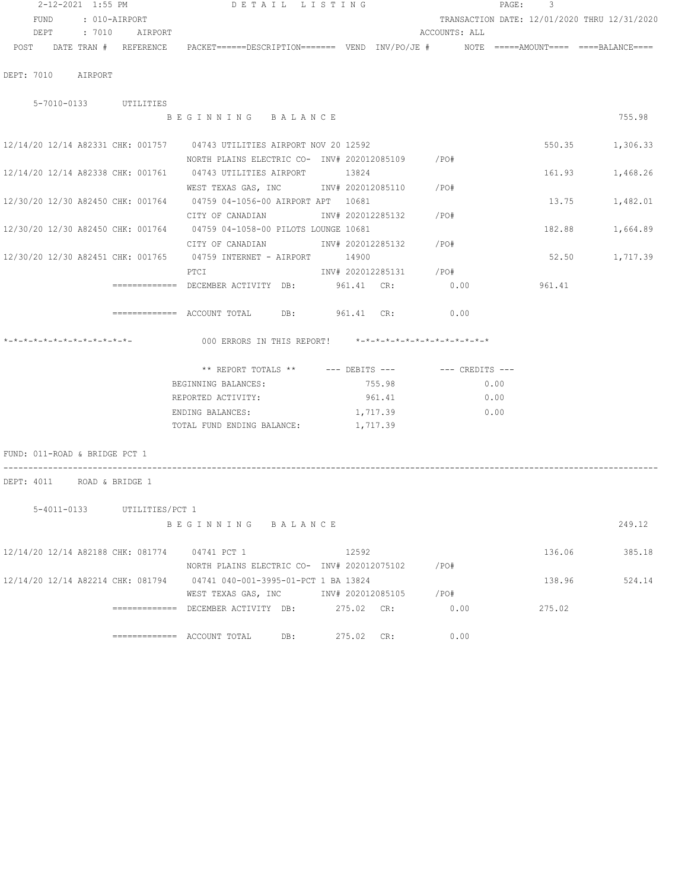FUND : 010-AIRPORT    TRANSACTION DATE: 12/01/2020 THRU 12/31/2020
DEPT : 7010 AIRPORT    ACCOUNTS: ALL

| POST | DATE TRAN # | REFERENCE | PACKET======DESCRIPTION======= | VEND | INV/PO/JE # | NOTE | =====AMOUNT==== | ====BALANCE==== |
|---|---|---|---|---|---|---|---|---|

DEPT: 7010 AIRPORT

5-7010-0133 UTILITIES

B E G I N N I N G   B A L A N C E — 755.98

| POST | DATE TRAN # | REFERENCE | DESCRIPTION | VEND | INV/PO/JE # | AMOUNT | BALANCE |
|---|---|---|---|---|---|---|---|
| 12/14/20 | 12/14 A82331 | CHK: 001757 | 04743 UTILITIES AIRPORT NOV 20 / NORTH PLAINS ELECTRIC CO- | 12592 | INV# 202012085109 /PO# | 550.35 | 1,306.33 |
| 12/14/20 | 12/14 A82338 | CHK: 001761 | 04743 UTILITIES AIRPORT / WEST TEXAS GAS, INC | 13824 | INV# 202012085110 /PO# | 161.93 | 1,468.26 |
| 12/30/20 | 12/30 A82450 | CHK: 001764 | 04759 04-1056-00 AIRPORT APT / CITY OF CANADIAN | 10681 | INV# 202012285132 /PO# | 13.75 | 1,482.01 |
| 12/30/20 | 12/30 A82450 | CHK: 001764 | 04759 04-1058-00 PILOTS LOUNGE / CITY OF CANADIAN | 10681 | INV# 202012285132 /PO# | 182.88 | 1,664.89 |
| 12/30/20 | 12/30 A82451 | CHK: 001765 | 04759 INTERNET - AIRPORT / PTCI | 14900 | INV# 202012285131 /PO# | 52.50 | 1,717.39 |

============= DECEMBER ACTIVITY DB: 961.41 CR: 0.00 961.41

============= ACCOUNT TOTAL DB: 961.41 CR: 0.00

*-*-*-*-*-*-*-*-*-*-*-*-*- 000 ERRORS IN THIS REPORT! *-*-*-*-*-*-*-*-*-*-*-*-*-*

| ** REPORT TOTALS ** | --- DEBITS --- | --- CREDITS --- |
|---|---|---|
| BEGINNING BALANCES: | 755.98 | 0.00 |
| REPORTED ACTIVITY: | 961.41 | 0.00 |
| ENDING BALANCES: | 1,717.39 | 0.00 |
| TOTAL FUND ENDING BALANCE: | 1,717.39 | |

FUND: 011-ROAD & BRIDGE PCT 1

DEPT: 4011 ROAD & BRIDGE 1

5-4011-0133 UTILITIES/PCT 1

B E G I N N I N G   B A L A N C E — 249.12

| POST | DATE TRAN # | REFERENCE | DESCRIPTION | VEND | INV/PO/JE # | AMOUNT | BALANCE |
|---|---|---|---|---|---|---|---|
| 12/14/20 | 12/14 A82188 | CHK: 081774 | 04741 PCT 1 / NORTH PLAINS ELECTRIC CO- | 12592 | INV# 202012075102 /PO# | 136.06 | 385.18 |
| 12/14/20 | 12/14 A82214 | CHK: 081794 | 04741 040-001-3995-01-PCT 1 BA / WEST TEXAS GAS, INC | 13824 | INV# 202012085105 /PO# | 138.96 | 524.14 |

============= DECEMBER ACTIVITY DB: 275.02 CR: 0.00 275.02

============= ACCOUNT TOTAL DB: 275.02 CR: 0.00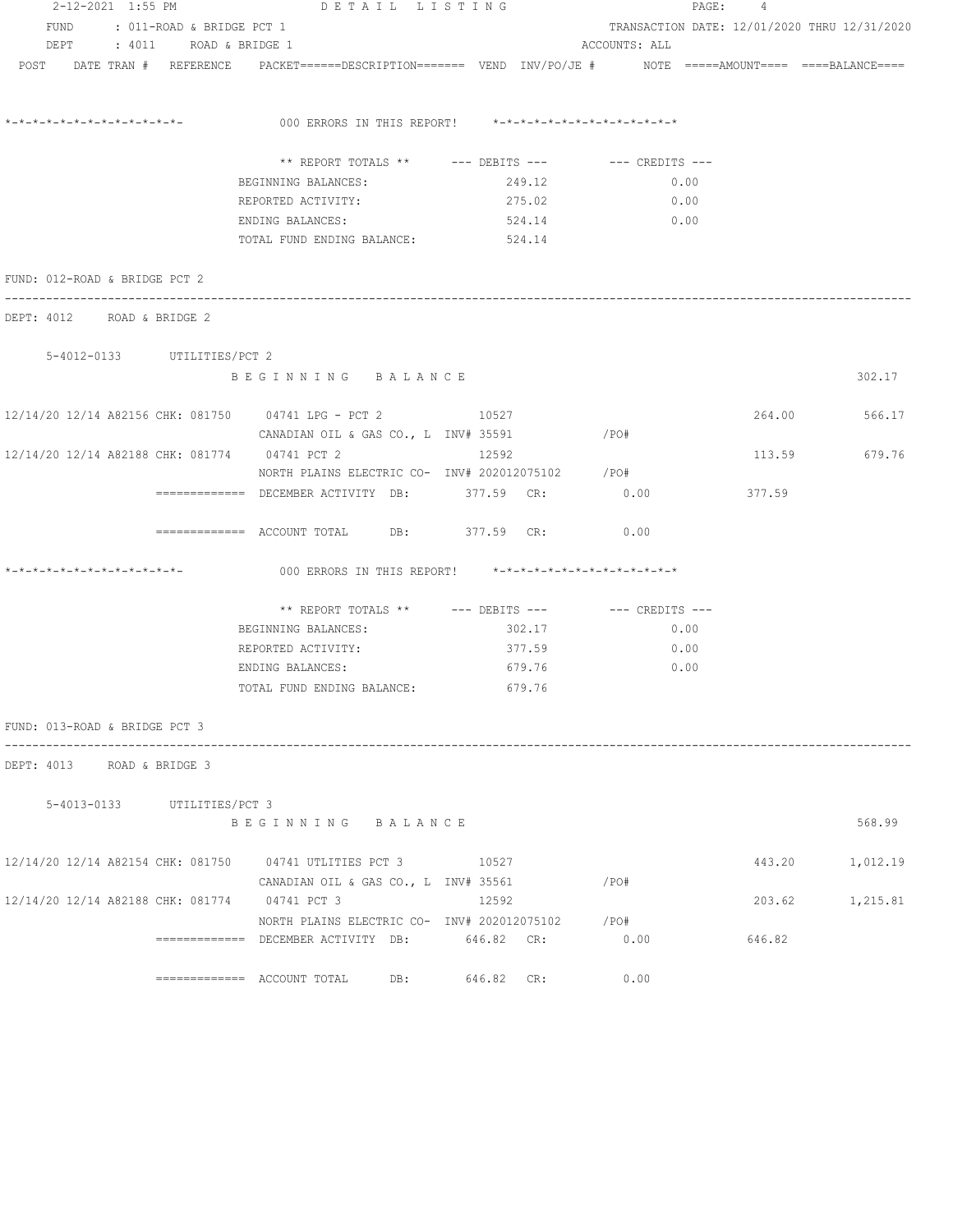2-12-2021 1:55 PM DETAIL LISTING

FUND : 011-ROAD & BRIDGE PCT 1 TRANSACTION DATE: 12/01/2020 THRU 12/31/2020
DEPT : 4011 ROAD & BRIDGE 1 ACCOUNTS: ALL

POST DATE TRAN # REFERENCE PACKET======DESCRIPTION======= VEND INV/PO/JE # NOTE =====AMOUNT==== ====BALANCE====

*-*-*-*-*-*-*-*-*-*-*-*-*- 000 ERRORS IN THIS REPORT! *-*-*-*-*-*-*-*-*-*-*-*-*-*

| ** REPORT TOTALS ** | --- DEBITS --- | --- CREDITS --- |
|---|---|---|
| BEGINNING BALANCES: | 249.12 | 0.00 |
| REPORTED ACTIVITY: | 275.02 | 0.00 |
| ENDING BALANCES: | 524.14 | 0.00 |
| TOTAL FUND ENDING BALANCE: | 524.14 | |

FUND: 012-ROAD & BRIDGE PCT 2

DEPT: 4012 ROAD & BRIDGE 2

5-4012-0133 UTILITIES/PCT 2

B E G I N N I N G B A L A N C E 302.17

| POST | DATE | TRAN # | REFERENCE | PACKET / DESCRIPTION | VEND | INV/PO/JE # | AMOUNT | BALANCE |
|---|---|---|---|---|---|---|---|---|
| 12/14/20 | 12/14 | A82156 | CHK: 081750 | 04741 LPG - PCT 2<br>CANADIAN OIL & GAS CO., L | 10527 | INV# 35591 /PO# | 264.00 | 566.17 |
| 12/14/20 | 12/14 | A82188 | CHK: 081774 | 04741 PCT 2<br>NORTH PLAINS ELECTRIC CO- | 12592 | INV# 202012075102 /PO# | 113.59 | 679.76 |

============= DECEMBER ACTIVITY DB: 377.59 CR: 0.00 377.59

============= ACCOUNT TOTAL DB: 377.59 CR: 0.00

*-*-*-*-*-*-*-*-*-*-*-*-*- 000 ERRORS IN THIS REPORT! *-*-*-*-*-*-*-*-*-*-*-*-*-*

| ** REPORT TOTALS ** | --- DEBITS --- | --- CREDITS --- |
|---|---|---|
| BEGINNING BALANCES: | 302.17 | 0.00 |
| REPORTED ACTIVITY: | 377.59 | 0.00 |
| ENDING BALANCES: | 679.76 | 0.00 |
| TOTAL FUND ENDING BALANCE: | 679.76 | |

FUND: 013-ROAD & BRIDGE PCT 3

DEPT: 4013 ROAD & BRIDGE 3

5-4013-0133 UTILITIES/PCT 3

B E G I N N I N G B A L A N C E 568.99

| POST | DATE | TRAN # | REFERENCE | PACKET / DESCRIPTION | VEND | INV/PO/JE # | AMOUNT | BALANCE |
|---|---|---|---|---|---|---|---|---|
| 12/14/20 | 12/14 | A82154 | CHK: 081750 | 04741 UTLITIES PCT 3<br>CANADIAN OIL & GAS CO., L | 10527 | INV# 35561 /PO# | 443.20 | 1,012.19 |
| 12/14/20 | 12/14 | A82188 | CHK: 081774 | 04741 PCT 3<br>NORTH PLAINS ELECTRIC CO- | 12592 | INV# 202012075102 /PO# | 203.62 | 1,215.81 |

============= DECEMBER ACTIVITY DB: 646.82 CR: 0.00 646.82

============= ACCOUNT TOTAL DB: 646.82 CR: 0.00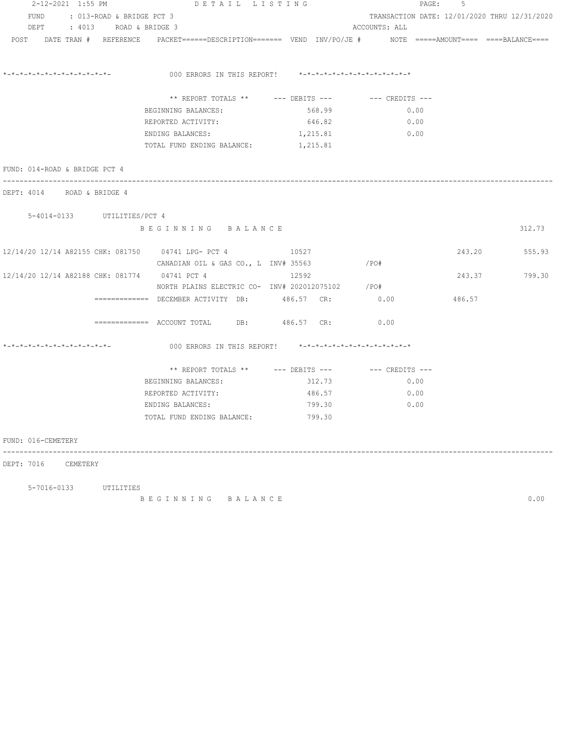000 ERRORS IN THIS REPORT!

| ** REPORT TOTALS ** | --- DEBITS --- | --- CREDITS --- |
|---|---|---|
| BEGINNING BALANCES: | 568.99 | 0.00 |
| REPORTED ACTIVITY: | 646.82 | 0.00 |
| ENDING BALANCES: | 1,215.81 | 0.00 |
| TOTAL FUND ENDING BALANCE: | 1,215.81 | |

## FUND: 014-ROAD & BRIDGE PCT 4

### DEPT: 4014 ROAD & BRIDGE 4

5-4014-0133 UTILITIES/PCT 4

| POST | DATE | TRAN # | REFERENCE | PACKET | DESCRIPTION | VEND | INV/PO/JE # | NOTE | AMOUNT | BALANCE |
|---|---|---|---|---|---|---|---|---|---|---|
| | | | | | BEGINNING BALANCE | | | | | 312.73 |
| 12/14/20 | 12/14 | A82155 | CHK: 081750 | 04741 | LPG- PCT 4 / CANADIAN OIL & GAS CO., L | 10527 | INV# 35563 /PO# | | 243.20 | 555.93 |
| 12/14/20 | 12/14 | A82188 | CHK: 081774 | 04741 | PCT 4 / NORTH PLAINS ELECTRIC CO- | 12592 | INV# 202012075102 /PO# | | 243.37 | 799.30 |

============= DECEMBER ACTIVITY DB: 486.57 CR: 0.00 486.57

============= ACCOUNT TOTAL DB: 486.57 CR: 0.00

000 ERRORS IN THIS REPORT!

| ** REPORT TOTALS ** | --- DEBITS --- | --- CREDITS --- |
|---|---|---|
| BEGINNING BALANCES: | 312.73 | 0.00 |
| REPORTED ACTIVITY: | 486.57 | 0.00 |
| ENDING BALANCES: | 799.30 | 0.00 |
| TOTAL FUND ENDING BALANCE: | 799.30 | |

## FUND: 016-CEMETERY

### DEPT: 7016 CEMETERY

5-7016-0133 UTILITIES

BEGINNING BALANCE 0.00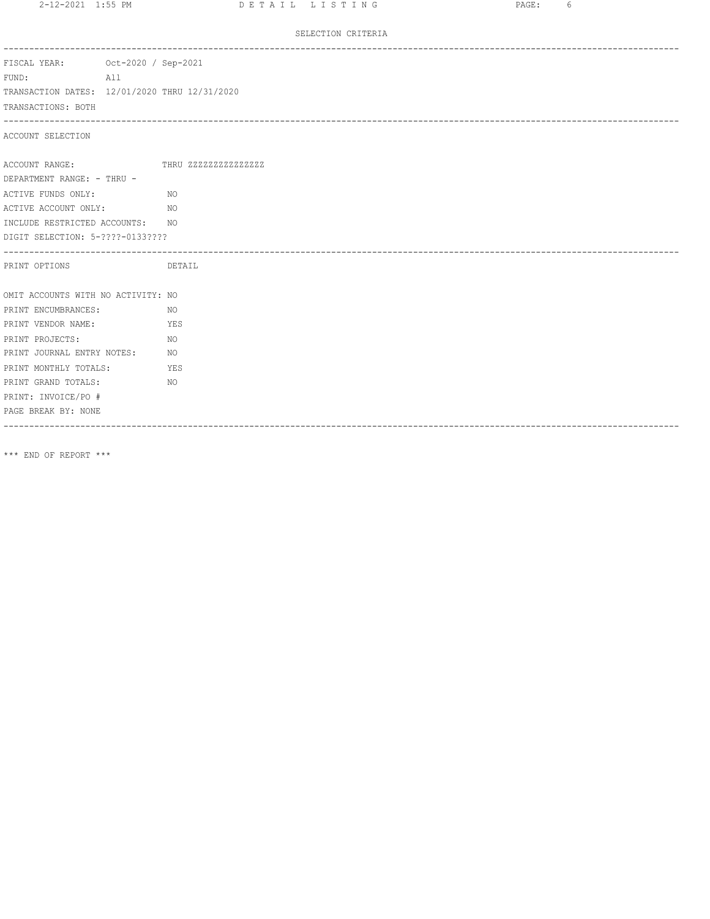## SELECTION CRITERIA

FISCAL YEAR: Oct-2020 / Sep-2021
FUND: All
TRANSACTION DATES: 12/01/2020 THRU 12/31/2020
TRANSACTIONS: BOTH

---

ACCOUNT SELECTION

ACCOUNT RANGE: THRU ZZZZZZZZZZZZZZZ
DEPARTMENT RANGE: - THRU -
ACTIVE FUNDS ONLY: NO
ACTIVE ACCOUNT ONLY: NO
INCLUDE RESTRICTED ACCOUNTS: NO
DIGIT SELECTION: 5-????-0133????

---

PRINT OPTIONS DETAIL

OMIT ACCOUNTS WITH NO ACTIVITY: NO
PRINT ENCUMBRANCES: NO
PRINT VENDOR NAME: YES
PRINT PROJECTS: NO
PRINT JOURNAL ENTRY NOTES: NO
PRINT MONTHLY TOTALS: YES
PRINT GRAND TOTALS: NO
PRINT: INVOICE/PO #
PAGE BREAK BY: NONE

---

*** END OF REPORT ***